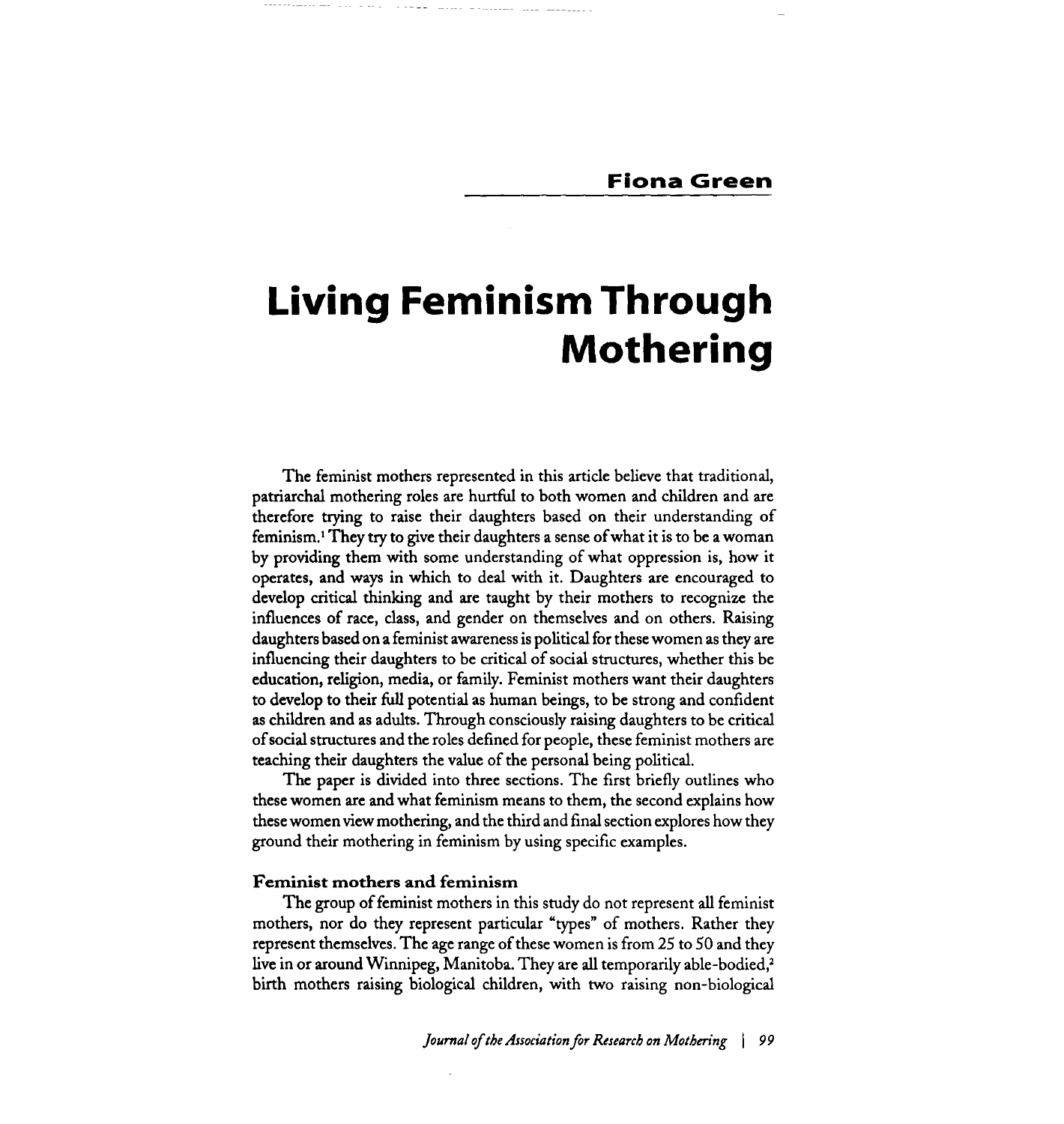Fiona Green

# Living Feminism Through Mothering

The feminist mothers represented in this article believe that traditional, patriarchal mothering roles are hurtful to both women and children and are therefore trying to raise their daughters based on their understanding of feminism.[1] They try to give their daughters a sense of what it is to be a woman by providing them with some understanding of what oppression is, how it operates, and ways in which to deal with it. Daughters are encouraged to develop critical thinking and are taught by their mothers to recognize the influences of race, class, and gender on themselves and on others. Raising daughters based on a feminist awareness is political for these women as they are influencing their daughters to be critical of social structures, whether this be education, religion, media, or family. Feminist mothers want their daughters to develop to their full potential as human beings, to be strong and confident as children and as adults. Through consciously raising daughters to be critical of social structures and the roles defined for people, these feminist mothers are teaching their daughters the value of the personal being political.

The paper is divided into three sections. The first briefly outlines who these women are and what feminism means to them, the second explains how these women view mothering, and the third and final section explores how they ground their mothering in feminism by using specific examples.

## Feminist mothers and feminism

The group of feminist mothers in this study do not represent all feminist mothers, nor do they represent particular "types" of mothers. Rather they represent themselves. The age range of these women is from 25 to 50 and they live in or around Winnipeg, Manitoba. They are all temporarily able-bodied,[2] birth mothers raising biological children, with two raising non-biological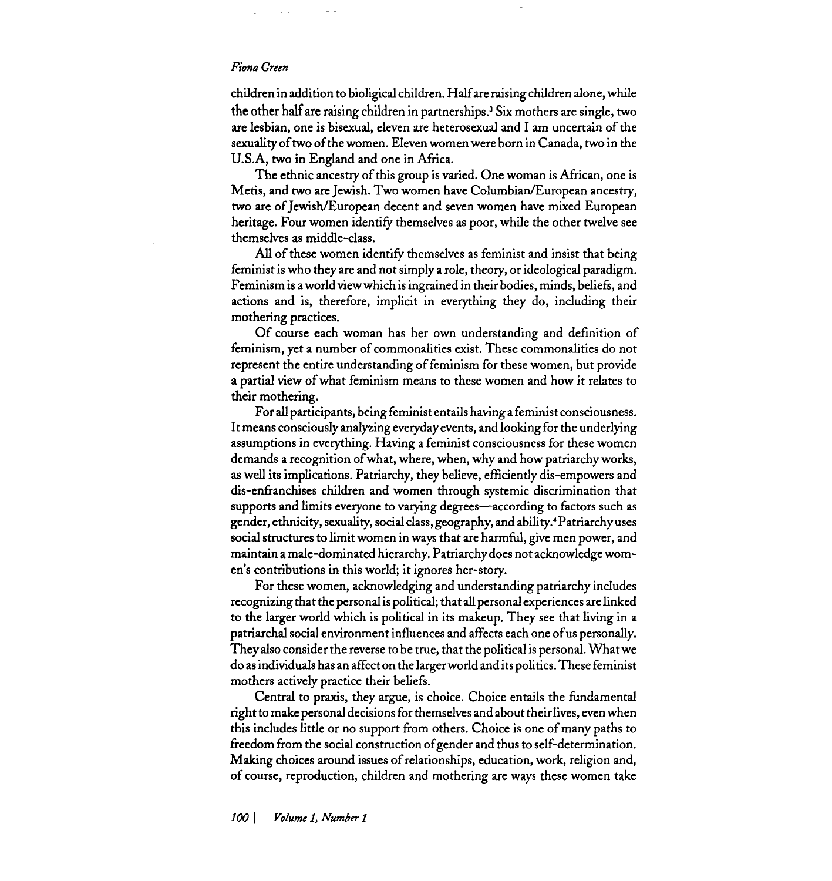children in addition to bioligical children. Half are raising children alone, while the other half are raising children in partnerships.[3] Six mothers are single, two are lesbian, one is bisexual, eleven are heterosexual and I am uncertain of the sexuality of two of the women. Eleven women were born in Canada, two in the U.S.A, two in England and one in Africa.

The ethnic ancestry of this group is varied. One woman is African, one is Metis, and two are Jewish. Two women have Columbian/European ancestry, two are of Jewish/European decent and seven women have mixed European heritage. Four women identify themselves as poor, while the other twelve see themselves as middle-class.

All of these women identify themselves as feminist and insist that being feminist is who they are and not simply a role, theory, or ideological paradigm. Feminism is a world view which is ingrained in their bodies, minds, beliefs, and actions and is, therefore, implicit in everything they do, including their mothering practices.

Of course each woman has her own understanding and definition of feminism, yet a number of commonalities exist. These commonalities do not represent the entire understanding of feminism for these women, but provide a partial view of what feminism means to these women and how it relates to their mothering.

For all participants, being feminist entails having a feminist consciousness. It means consciously analyzing everyday events, and looking for the underlying assumptions in everything. Having a feminist consciousness for these women demands a recognition of what, where, when, why and how patriarchy works, as well its implications. Patriarchy, they believe, efficiently dis-empowers and dis-enfranchises children and women through systemic discrimination that supports and limits everyone to varying degrees—according to factors such as gender, ethnicity, sexuality, social class, geography, and ability.[4] Patriarchy uses social structures to limit women in ways that are harmful, give men power, and maintain a male-dominated hierarchy. Patriarchy does not acknowledge women's contributions in this world; it ignores her-story.

For these women, acknowledging and understanding patriarchy includes recognizing that the personal is political; that all personal experiences are linked to the larger world which is political in its makeup. They see that living in a patriarchal social environment influences and affects each one of us personally. They also consider the reverse to be true, that the political is personal. What we do as individuals has an affect on the larger world and its politics. These feminist mothers actively practice their beliefs.

Central to praxis, they argue, is choice. Choice entails the fundamental right to make personal decisions for themselves and about their lives, even when this includes little or no support from others. Choice is one of many paths to freedom from the social construction of gender and thus to self-determination. Making choices around issues of relationships, education, work, religion and, of course, reproduction, children and mothering are ways these women take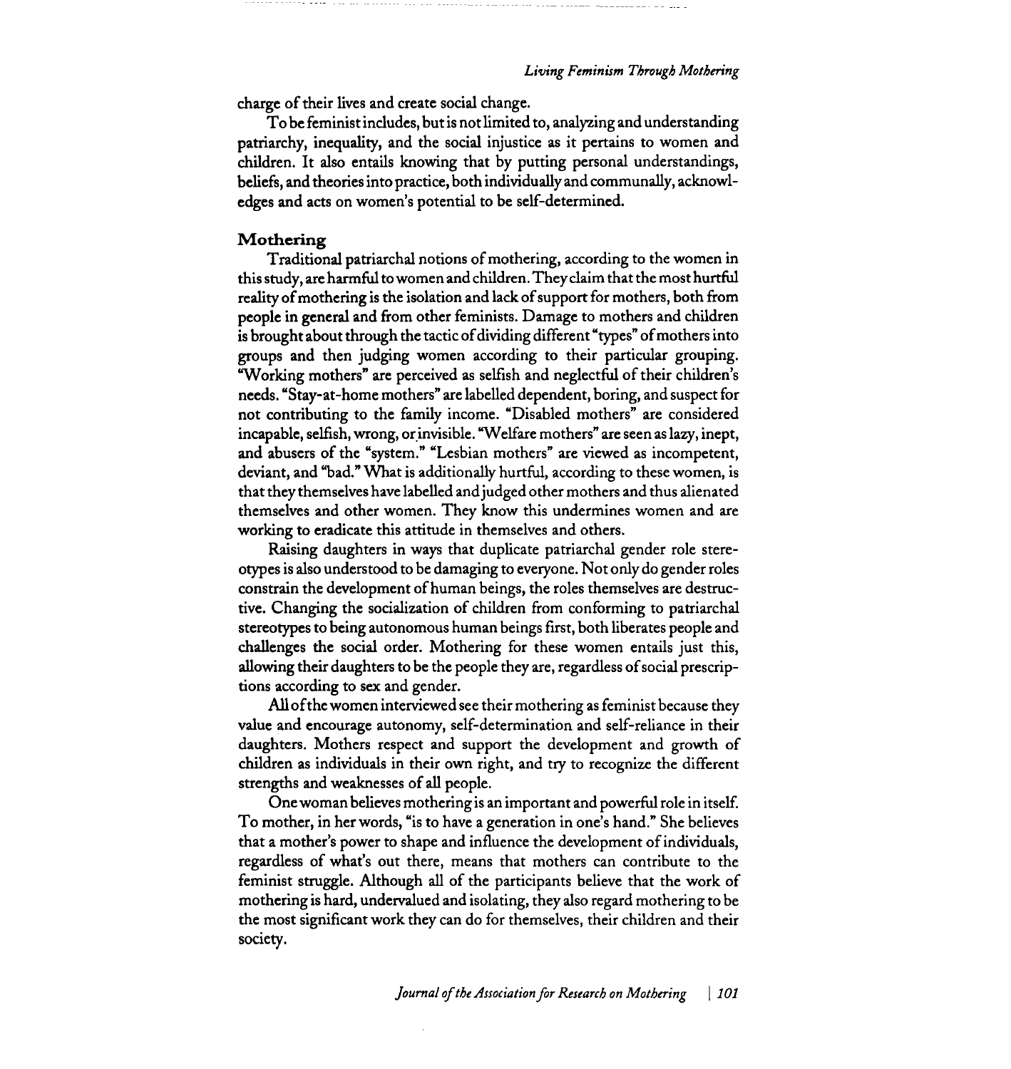charge of their lives and create social change.

To be feminist includes, but is not limited to, analyzing and understanding patriarchy, inequality, and the social injustice as it pertains to women and children. It also entails knowing that by putting personal understandings, beliefs, and theories into practice, both individually and communally, acknowledges and acts on women's potential to be self-determined.

## Mothering

Traditional patriarchal notions of mothering, according to the women in this study, are harmful to women and children. They claim that the most hurtful reality of mothering is the isolation and lack of support for mothers, both from people in general and from other feminists. Damage to mothers and children is brought about through the tactic of dividing different "types" of mothers into groups and then judging women according to their particular grouping. "Working mothers" are perceived as selfish and neglectful of their children's needs. "Stay-at-home mothers" are labelled dependent, boring, and suspect for not contributing to the family income. "Disabled mothers" are considered incapable, selfish, wrong, or invisible. "Welfare mothers" are seen as lazy, inept, and abusers of the "system." "Lesbian mothers" are viewed as incompetent, deviant, and "bad." What is additionally hurtful, according to these women, is that they themselves have labelled and judged other mothers and thus alienated themselves and other women. They know this undermines women and are working to eradicate this attitude in themselves and others.

Raising daughters in ways that duplicate patriarchal gender role stereotypes is also understood to be damaging to everyone. Not only do gender roles constrain the development of human beings, the roles themselves are destructive. Changing the socialization of children from conforming to patriarchal stereotypes to being autonomous human beings first, both liberates people and challenges the social order. Mothering for these women entails just this, allowing their daughters to be the people they are, regardless of social prescriptions according to sex and gender.

All of the women interviewed see their mothering as feminist because they value and encourage autonomy, self-determination and self-reliance in their daughters. Mothers respect and support the development and growth of children as individuals in their own right, and try to recognize the different strengths and weaknesses of all people.

One woman believes mothering is an important and powerful role in itself. To mother, in her words, "is to have a generation in one's hand." She believes that a mother's power to shape and influence the development of individuals, regardless of what's out there, means that mothers can contribute to the feminist struggle. Although all of the participants believe that the work of mothering is hard, undervalued and isolating, they also regard mothering to be the most significant work they can do for themselves, their children and their society.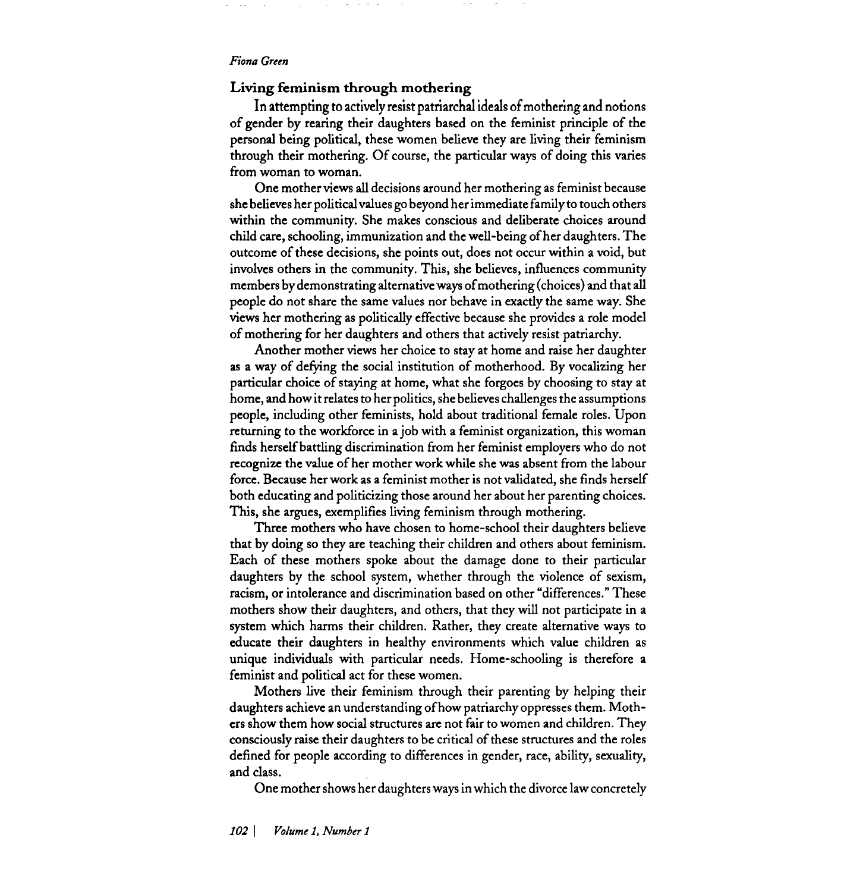## Living feminism through mothering

In attempting to actively resist patriarchal ideals of mothering and notions of gender by rearing their daughters based on the feminist principle of the personal being political, these women believe they are living their feminism through their mothering. Of course, the particular ways of doing this varies from woman to woman.

One mother views all decisions around her mothering as feminist because she believes her political values go beyond her immediate family to touch others within the community. She makes conscious and deliberate choices around child care, schooling, immunization and the well-being of her daughters. The outcome of these decisions, she points out, does not occur within a void, but involves others in the community. This, she believes, influences community members by demonstrating alternative ways of mothering (choices) and that all people do not share the same values nor behave in exactly the same way. She views her mothering as politically effective because she provides a role model of mothering for her daughters and others that actively resist patriarchy.

Another mother views her choice to stay at home and raise her daughter as a way of defying the social institution of motherhood. By vocalizing her particular choice of staying at home, what she forgoes by choosing to stay at home, and how it relates to her politics, she believes challenges the assumptions people, including other feminists, hold about traditional female roles. Upon returning to the workforce in a job with a feminist organization, this woman finds herself battling discrimination from her feminist employers who do not recognize the value of her mother work while she was absent from the labour force. Because her work as a feminist mother is not validated, she finds herself both educating and politicizing those around her about her parenting choices. This, she argues, exemplifies living feminism through mothering.

Three mothers who have chosen to home-school their daughters believe that by doing so they are teaching their children and others about feminism. Each of these mothers spoke about the damage done to their particular daughters by the school system, whether through the violence of sexism, racism, or intolerance and discrimination based on other "differences." These mothers show their daughters, and others, that they will not participate in a system which harms their children. Rather, they create alternative ways to educate their daughters in healthy environments which value children as unique individuals with particular needs. Home-schooling is therefore a feminist and political act for these women.

Mothers live their feminism through their parenting by helping their daughters achieve an understanding of how patriarchy oppresses them. Mothers show them how social structures are not fair to women and children. They consciously raise their daughters to be critical of these structures and the roles defined for people according to differences in gender, race, ability, sexuality, and class.

One mother shows her daughters ways in which the divorce law concretely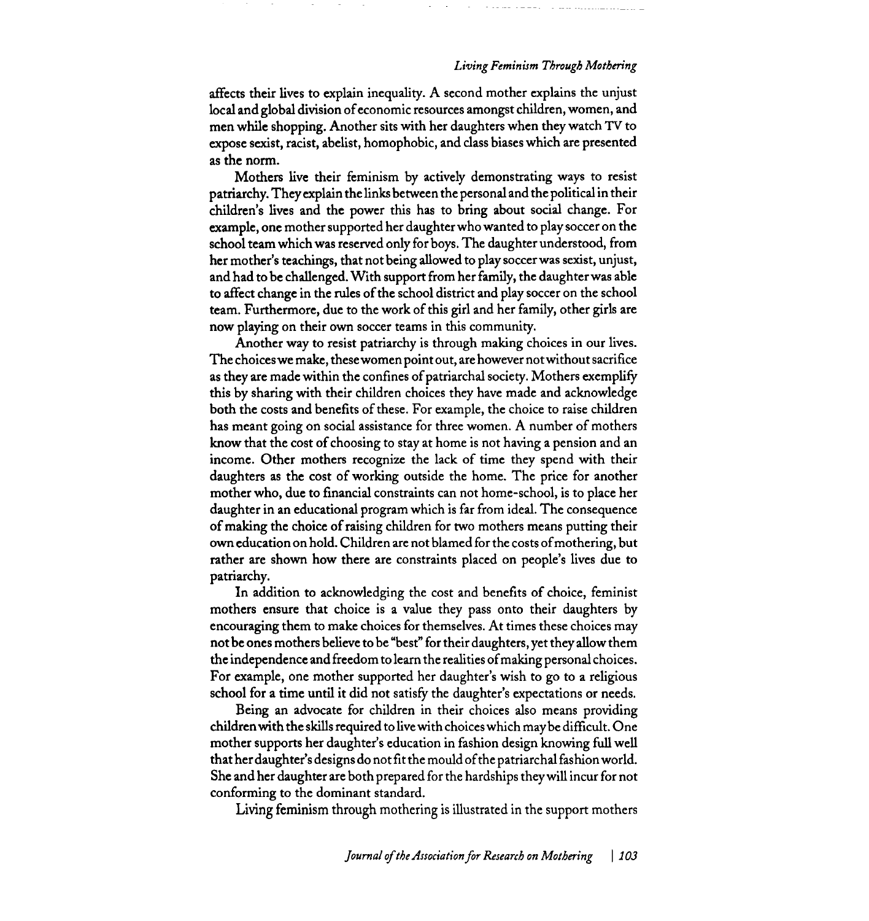affects their lives to explain inequality. A second mother explains the unjust local and global division of economic resources amongst children, women, and men while shopping. Another sits with her daughters when they watch TV to expose sexist, racist, abelist, homophobic, and class biases which are presented as the norm.

Mothers live their feminism by actively demonstrating ways to resist patriarchy. They explain the links between the personal and the political in their children's lives and the power this has to bring about social change. For example, one mother supported her daughter who wanted to play soccer on the school team which was reserved only for boys. The daughter understood, from her mother's teachings, that not being allowed to play soccer was sexist, unjust, and had to be challenged. With support from her family, the daughter was able to affect change in the rules of the school district and play soccer on the school team. Furthermore, due to the work of this girl and her family, other girls are now playing on their own soccer teams in this community.

Another way to resist patriarchy is through making choices in our lives. The choices we make, these women point out, are however not without sacrifice as they are made within the confines of patriarchal society. Mothers exemplify this by sharing with their children choices they have made and acknowledge both the costs and benefits of these. For example, the choice to raise children has meant going on social assistance for three women. A number of mothers know that the cost of choosing to stay at home is not having a pension and an income. Other mothers recognize the lack of time they spend with their daughters as the cost of working outside the home. The price for another mother who, due to financial constraints can not home-school, is to place her daughter in an educational program which is far from ideal. The consequence of making the choice of raising children for two mothers means putting their own education on hold. Children are not blamed for the costs of mothering, but rather are shown how there are constraints placed on people's lives due to patriarchy.

In addition to acknowledging the cost and benefits of choice, feminist mothers ensure that choice is a value they pass onto their daughters by encouraging them to make choices for themselves. At times these choices may not be ones mothers believe to be "best" for their daughters, yet they allow them the independence and freedom to learn the realities of making personal choices. For example, one mother supported her daughter's wish to go to a religious school for a time until it did not satisfy the daughter's expectations or needs.

Being an advocate for children in their choices also means providing children with the skills required to live with choices which may be difficult. One mother supports her daughter's education in fashion design knowing full well that her daughter's designs do not fit the mould of the patriarchal fashion world. She and her daughter are both prepared for the hardships they will incur for not conforming to the dominant standard.

Living feminism through mothering is illustrated in the support mothers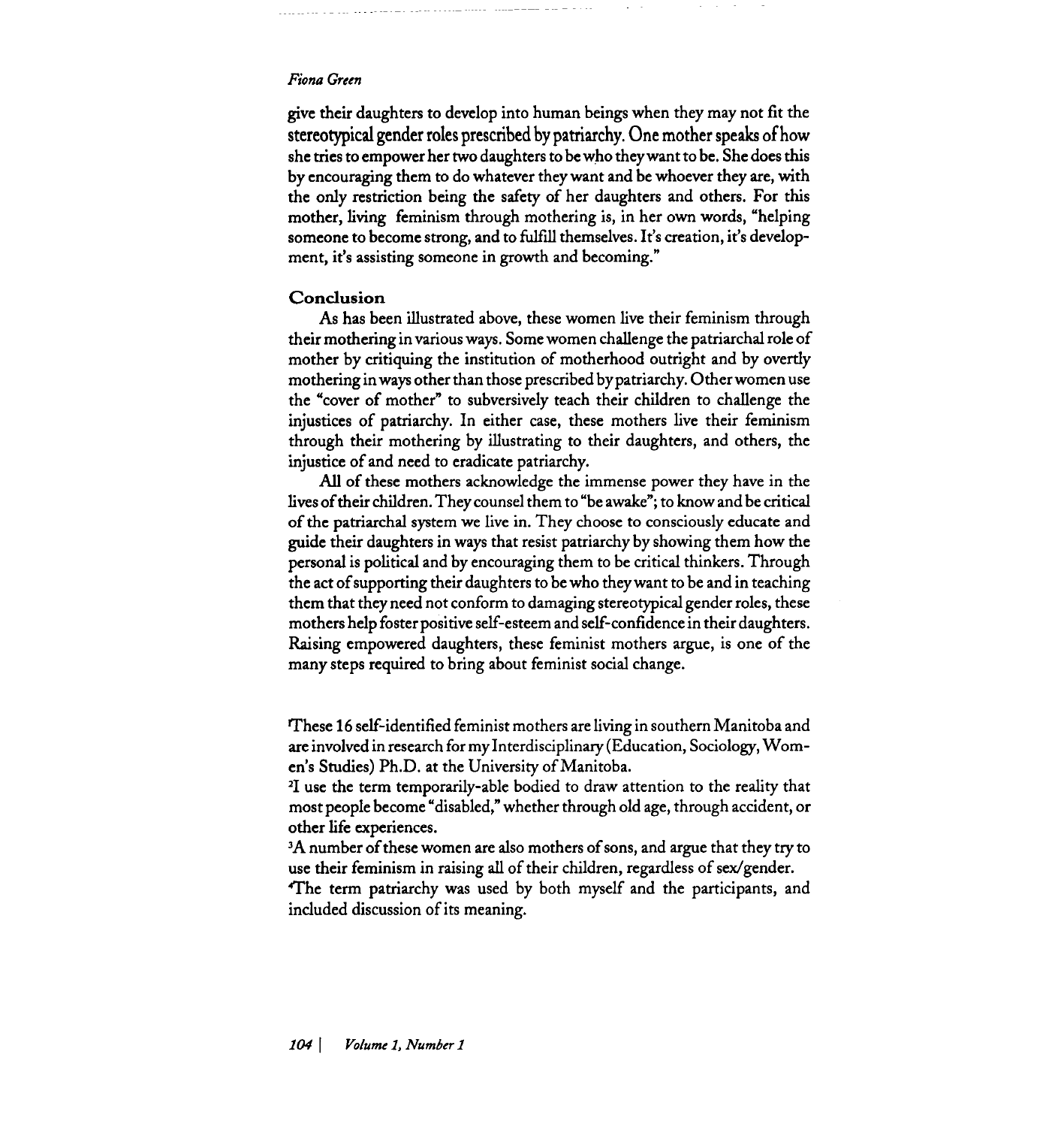give their daughters to develop into human beings when they may not fit the stereotypical gender roles prescribed by patriarchy. One mother speaks of how she tries to empower her two daughters to be who they want to be. She does this by encouraging them to do whatever they want and be whoever they are, with the only restriction being the safety of her daughters and others. For this mother, living feminism through mothering is, in her own words, "helping someone to become strong, and to fulfill themselves. It's creation, it's development, it's assisting someone in growth and becoming."

## Conclusion

As has been illustrated above, these women live their feminism through their mothering in various ways. Some women challenge the patriarchal role of mother by critiquing the institution of motherhood outright and by overtly mothering in ways other than those prescribed by patriarchy. Other women use the "cover of mother" to subversively teach their children to challenge the injustices of patriarchy. In either case, these mothers live their feminism through their mothering by illustrating to their daughters, and others, the injustice of and need to eradicate patriarchy.

All of these mothers acknowledge the immense power they have in the lives of their children. They counsel them to "be awake"; to know and be critical of the patriarchal system we live in. They choose to consciously educate and guide their daughters in ways that resist patriarchy by showing them how the personal is political and by encouraging them to be critical thinkers. Through the act of supporting their daughters to be who they want to be and in teaching them that they need not conform to damaging stereotypical gender roles, these mothers help foster positive self-esteem and self-confidence in their daughters. Raising empowered daughters, these feminist mothers argue, is one of the many steps required to bring about feminist social change.

[1]These 16 self-identified feminist mothers are living in southern Manitoba and are involved in research for my Interdisciplinary (Education, Sociology, Women's Studies) Ph.D. at the University of Manitoba.

[2]I use the term temporarily-able bodied to draw attention to the reality that most people become "disabled," whether through old age, through accident, or other life experiences.

[3]A number of these women are also mothers of sons, and argue that they try to use their feminism in raising all of their children, regardless of sex/gender.

[4]The term patriarchy was used by both myself and the participants, and included discussion of its meaning.